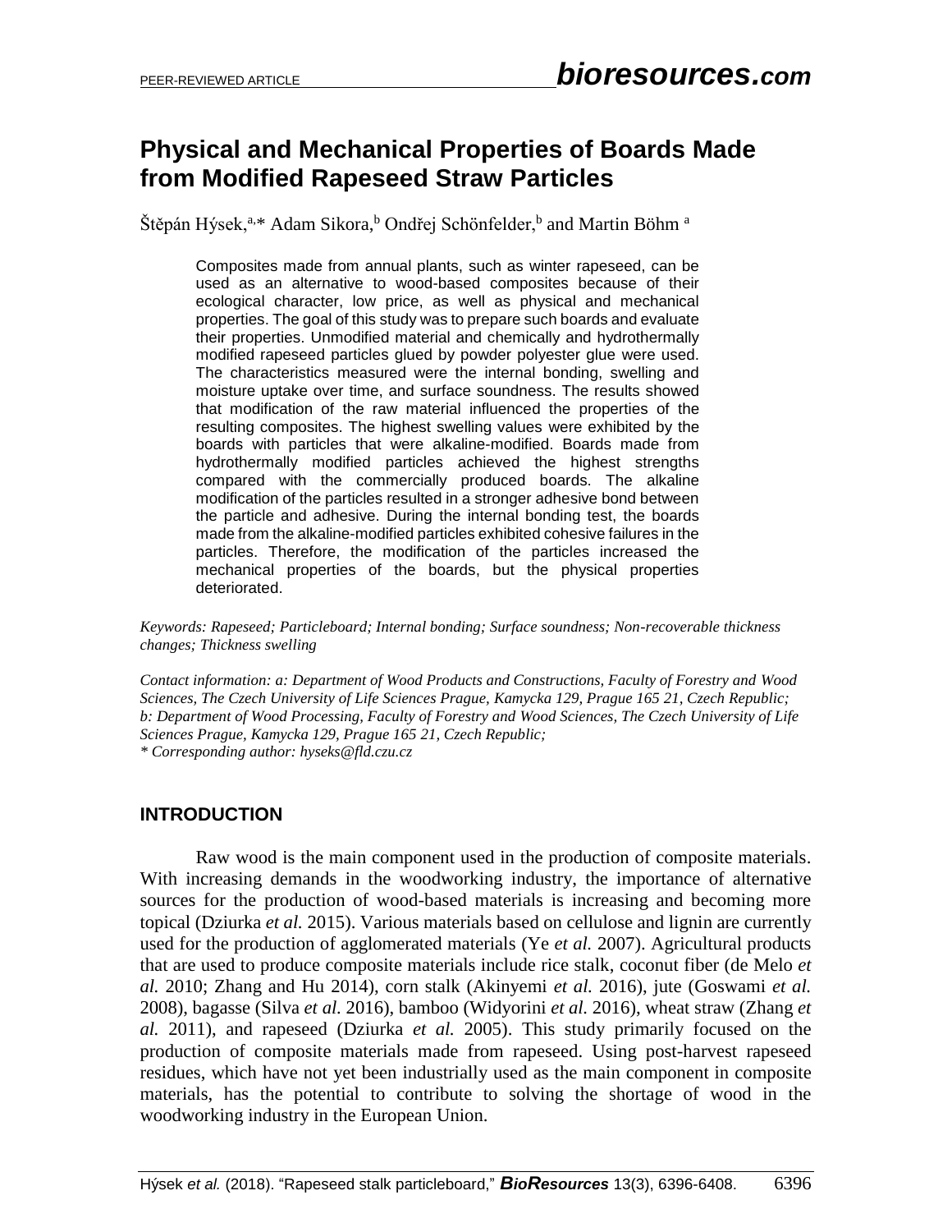# Physical and Mechanical Properties of Boards Made from Modified Rapeseed Straw Particles

Štěpán Hýsek,[a,*] Adam Sikora,[b] Ondřej Schönfelder,[b] and Martin Böhm [a]

Composites made from annual plants, such as winter rapeseed, can be used as an alternative to wood-based composites because of their ecological character, low price, as well as physical and mechanical properties. The goal of this study was to prepare such boards and evaluate their properties. Unmodified material and chemically and hydrothermally modified rapeseed particles glued by powder polyester glue were used. The characteristics measured were the internal bonding, swelling and moisture uptake over time, and surface soundness. The results showed that modification of the raw material influenced the properties of the resulting composites. The highest swelling values were exhibited by the boards with particles that were alkaline-modified. Boards made from hydrothermally modified particles achieved the highest strengths compared with the commercially produced boards. The alkaline modification of the particles resulted in a stronger adhesive bond between the particle and adhesive. During the internal bonding test, the boards made from the alkaline-modified particles exhibited cohesive failures in the particles. Therefore, the modification of the particles increased the mechanical properties of the boards, but the physical properties deteriorated.

*Keywords: Rapeseed; Particleboard; Internal bonding; Surface soundness; Non-recoverable thickness changes; Thickness swelling*

*Contact information: a: Department of Wood Products and Constructions, Faculty of Forestry and Wood Sciences, The Czech University of Life Sciences Prague, Kamycka 129, Prague 165 21, Czech Republic; b: Department of Wood Processing, Faculty of Forestry and Wood Sciences, The Czech University of Life Sciences Prague, Kamycka 129, Prague 165 21, Czech Republic;*
*\* Corresponding author: hyseks@fld.czu.cz*

## INTRODUCTION

Raw wood is the main component used in the production of composite materials. With increasing demands in the woodworking industry, the importance of alternative sources for the production of wood-based materials is increasing and becoming more topical (Dziurka *et al.* 2015). Various materials based on cellulose and lignin are currently used for the production of agglomerated materials (Ye *et al.* 2007). Agricultural products that are used to produce composite materials include rice stalk, coconut fiber (de Melo *et al.* 2010; Zhang and Hu 2014), corn stalk (Akinyemi *et al.* 2016), jute (Goswami *et al.* 2008), bagasse (Silva *et al.* 2016), bamboo (Widyorini *et al.* 2016), wheat straw (Zhang *et al.* 2011), and rapeseed (Dziurka *et al.* 2005). This study primarily focused on the production of composite materials made from rapeseed. Using post-harvest rapeseed residues, which have not yet been industrially used as the main component in composite materials, has the potential to contribute to solving the shortage of wood in the woodworking industry in the European Union.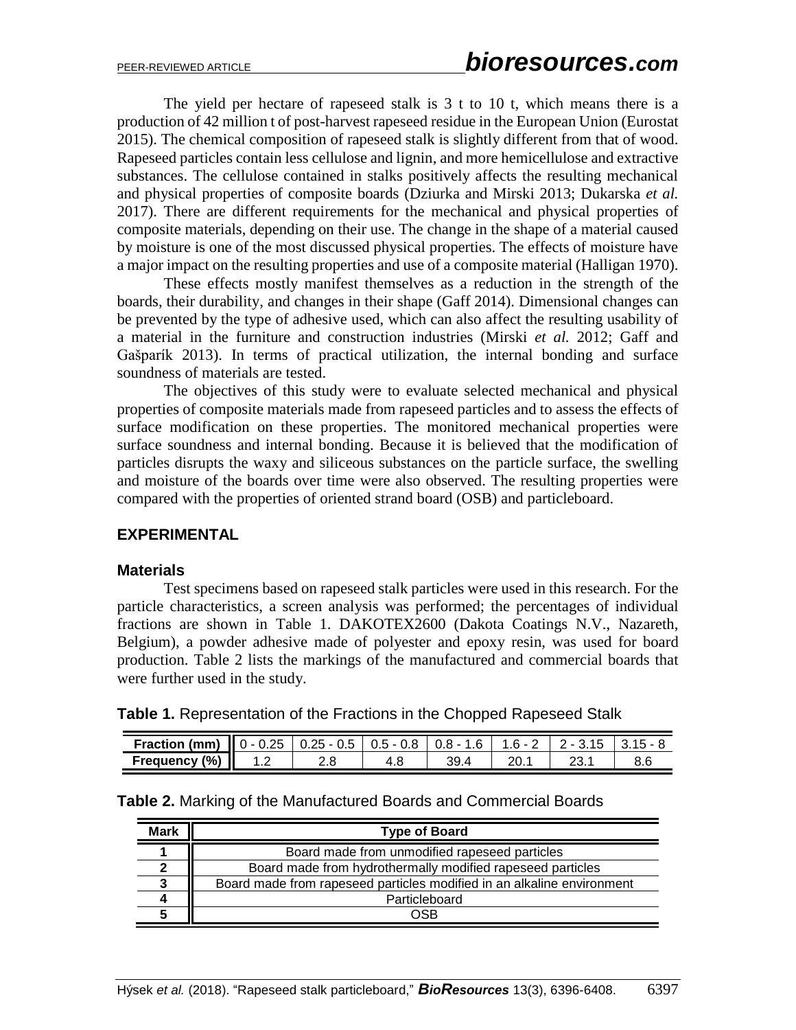The yield per hectare of rapeseed stalk is 3 t to 10 t, which means there is a production of 42 million t of post-harvest rapeseed residue in the European Union (Eurostat 2015). The chemical composition of rapeseed stalk is slightly different from that of wood. Rapeseed particles contain less cellulose and lignin, and more hemicellulose and extractive substances. The cellulose contained in stalks positively affects the resulting mechanical and physical properties of composite boards (Dziurka and Mirski 2013; Dukarska *et al.* 2017). There are different requirements for the mechanical and physical properties of composite materials, depending on their use. The change in the shape of a material caused by moisture is one of the most discussed physical properties. The effects of moisture have a major impact on the resulting properties and use of a composite material (Halligan 1970).

These effects mostly manifest themselves as a reduction in the strength of the boards, their durability, and changes in their shape (Gaff 2014). Dimensional changes can be prevented by the type of adhesive used, which can also affect the resulting usability of a material in the furniture and construction industries (Mirski *et al.* 2012; Gaff and Gašparík 2013). In terms of practical utilization, the internal bonding and surface soundness of materials are tested.

The objectives of this study were to evaluate selected mechanical and physical properties of composite materials made from rapeseed particles and to assess the effects of surface modification on these properties. The monitored mechanical properties were surface soundness and internal bonding. Because it is believed that the modification of particles disrupts the waxy and siliceous substances on the particle surface, the swelling and moisture of the boards over time were also observed. The resulting properties were compared with the properties of oriented strand board (OSB) and particleboard.

## EXPERIMENTAL

### Materials

Test specimens based on rapeseed stalk particles were used in this research. For the particle characteristics, a screen analysis was performed; the percentages of individual fractions are shown in Table 1. DAKOTEX2600 (Dakota Coatings N.V., Nazareth, Belgium), a powder adhesive made of polyester and epoxy resin, was used for board production. Table 2 lists the markings of the manufactured and commercial boards that were further used in the study.

**Table 1.** Representation of the Fractions in the Chopped Rapeseed Stalk

| **Fraction (mm)** | 0 - 0.25 | 0.25 - 0.5 | 0.5 - 0.8 | 0.8 - 1.6 | 1.6 - 2 | 2 - 3.15 | 3.15 - 8 |
|---|---|---|---|---|---|---|---|
| **Frequency (%)** | 1.2 | 2.8 | 4.8 | 39.4 | 20.1 | 23.1 | 8.6 |

**Table 2.** Marking of the Manufactured Boards and Commercial Boards

| Mark | Type of Board |
|---|---|
| **1** | Board made from unmodified rapeseed particles |
| **2** | Board made from hydrothermally modified rapeseed particles |
| **3** | Board made from rapeseed particles modified in an alkaline environment |
| **4** | Particleboard |
| **5** | OSB |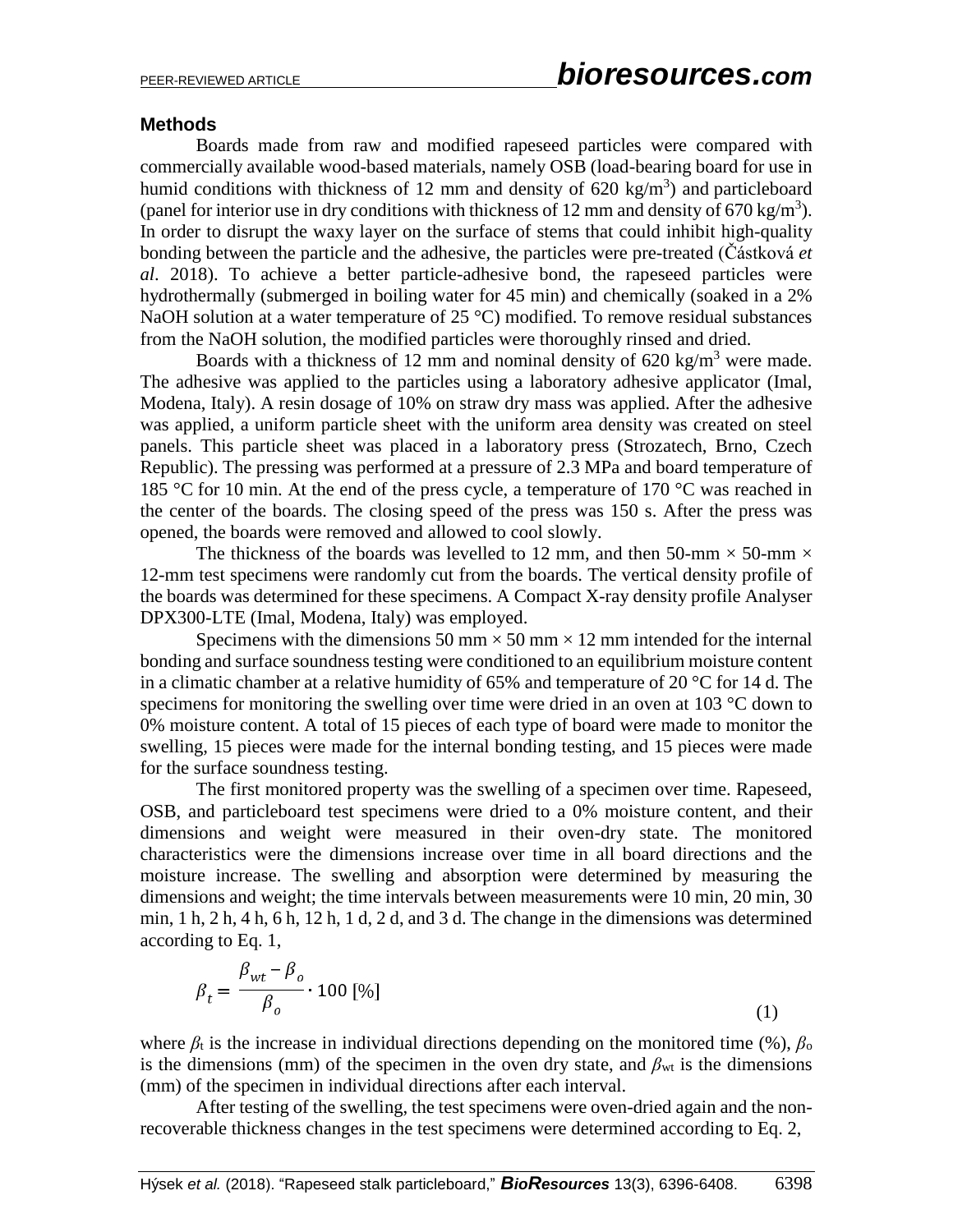### Methods

Boards made from raw and modified rapeseed particles were compared with commercially available wood-based materials, namely OSB (load-bearing board for use in humid conditions with thickness of 12 mm and density of 620 kg/m$^3$) and particleboard (panel for interior use in dry conditions with thickness of 12 mm and density of 670 kg/m$^3$). In order to disrupt the waxy layer on the surface of stems that could inhibit high-quality bonding between the particle and the adhesive, the particles were pre-treated (Částková *et al*. 2018). To achieve a better particle-adhesive bond, the rapeseed particles were hydrothermally (submerged in boiling water for 45 min) and chemically (soaked in a 2% NaOH solution at a water temperature of 25 °C) modified. To remove residual substances from the NaOH solution, the modified particles were thoroughly rinsed and dried.

Boards with a thickness of 12 mm and nominal density of 620 kg/m$^3$ were made. The adhesive was applied to the particles using a laboratory adhesive applicator (Imal, Modena, Italy). A resin dosage of 10% on straw dry mass was applied. After the adhesive was applied, a uniform particle sheet with the uniform area density was created on steel panels. This particle sheet was placed in a laboratory press (Strozatech, Brno, Czech Republic). The pressing was performed at a pressure of 2.3 MPa and board temperature of 185 °C for 10 min. At the end of the press cycle, a temperature of 170 °C was reached in the center of the boards. The closing speed of the press was 150 s. After the press was opened, the boards were removed and allowed to cool slowly.

The thickness of the boards was levelled to 12 mm, and then 50-mm × 50-mm × 12-mm test specimens were randomly cut from the boards. The vertical density profile of the boards was determined for these specimens. A Compact X-ray density profile Analyser DPX300-LTE (Imal, Modena, Italy) was employed.

Specimens with the dimensions 50 mm × 50 mm × 12 mm intended for the internal bonding and surface soundness testing were conditioned to an equilibrium moisture content in a climatic chamber at a relative humidity of 65% and temperature of 20 °C for 14 d. The specimens for monitoring the swelling over time were dried in an oven at 103 °C down to 0% moisture content. A total of 15 pieces of each type of board were made to monitor the swelling, 15 pieces were made for the internal bonding testing, and 15 pieces were made for the surface soundness testing.

The first monitored property was the swelling of a specimen over time. Rapeseed, OSB, and particleboard test specimens were dried to a 0% moisture content, and their dimensions and weight were measured in their oven-dry state. The monitored characteristics were the dimensions increase over time in all board directions and the moisture increase. The swelling and absorption were determined by measuring the dimensions and weight; the time intervals between measurements were 10 min, 20 min, 30 min, 1 h, 2 h, 4 h, 6 h, 12 h, 1 d, 2 d, and 3 d. The change in the dimensions was determined according to Eq. 1,

$$\beta_t = \frac{\beta_{wt} - \beta_o}{\beta_o} \cdot 100 \; [\%] \tag{1}$$

where $\beta_t$ is the increase in individual directions depending on the monitored time (%), $\beta_o$ is the dimensions (mm) of the specimen in the oven dry state, and $\beta_{wt}$ is the dimensions (mm) of the specimen in individual directions after each interval.

After testing of the swelling, the test specimens were oven-dried again and the non-recoverable thickness changes in the test specimens were determined according to Eq. 2,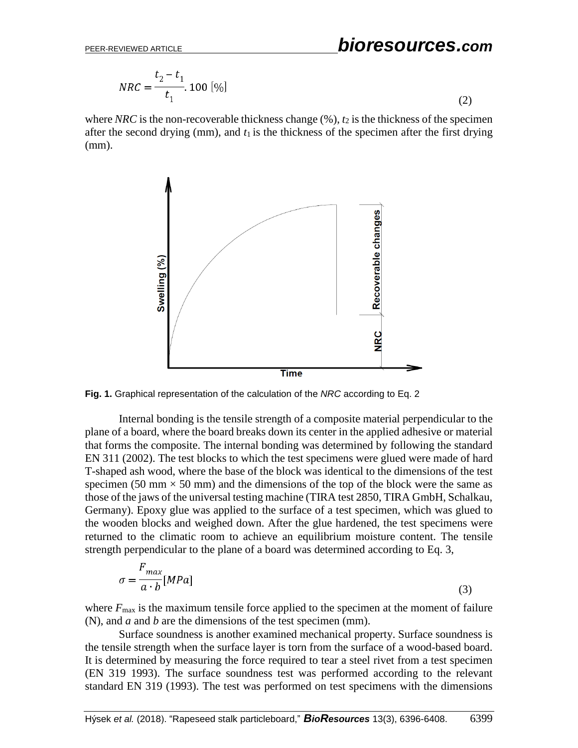$$NRC = \frac{t_2 - t_1}{t_1} . 100 \ [\%] \tag{2}$$

where *NRC* is the non-recoverable thickness change (%), $t_2$ is the thickness of the specimen after the second drying (mm), and $t_1$ is the thickness of the specimen after the first drying (mm).

**Fig. 1.** Graphical representation of the calculation of the *NRC* according to Eq. 2

Internal bonding is the tensile strength of a composite material perpendicular to the plane of a board, where the board breaks down its center in the applied adhesive or material that forms the composite. The internal bonding was determined by following the standard EN 311 (2002). The test blocks to which the test specimens were glued were made of hard T-shaped ash wood, where the base of the block was identical to the dimensions of the test specimen (50 mm × 50 mm) and the dimensions of the top of the block were the same as those of the jaws of the universal testing machine (TIRA test 2850, TIRA GmbH, Schalkau, Germany). Epoxy glue was applied to the surface of a test specimen, which was glued to the wooden blocks and weighed down. After the glue hardened, the test specimens were returned to the climatic room to achieve an equilibrium moisture content. The tensile strength perpendicular to the plane of a board was determined according to Eq. 3,

$$\sigma = \frac{F_{max}}{a \cdot b} [MPa] \tag{3}$$

where $F_{max}$ is the maximum tensile force applied to the specimen at the moment of failure (N), and *a* and *b* are the dimensions of the test specimen (mm).

Surface soundness is another examined mechanical property. Surface soundness is the tensile strength when the surface layer is torn from the surface of a wood-based board. It is determined by measuring the force required to tear a steel rivet from a test specimen (EN 319 1993). The surface soundness test was performed according to the relevant standard EN 319 (1993). The test was performed on test specimens with the dimensions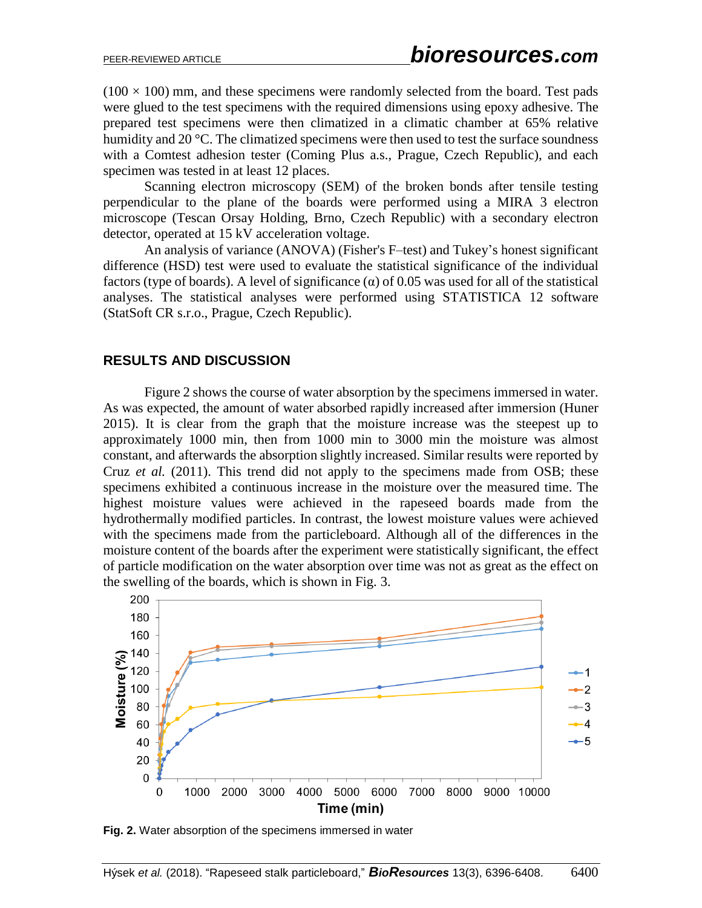(100 × 100) mm, and these specimens were randomly selected from the board. Test pads were glued to the test specimens with the required dimensions using epoxy adhesive. The prepared test specimens were then climatized in a climatic chamber at 65% relative humidity and 20 °C. The climatized specimens were then used to test the surface soundness with a Comtest adhesion tester (Coming Plus a.s., Prague, Czech Republic), and each specimen was tested in at least 12 places.

Scanning electron microscopy (SEM) of the broken bonds after tensile testing perpendicular to the plane of the boards were performed using a MIRA 3 electron microscope (Tescan Orsay Holding, Brno, Czech Republic) with a secondary electron detector, operated at 15 kV acceleration voltage.

An analysis of variance (ANOVA) (Fisher's F–test) and Tukey's honest significant difference (HSD) test were used to evaluate the statistical significance of the individual factors (type of boards). A level of significance (α) of 0.05 was used for all of the statistical analyses. The statistical analyses were performed using STATISTICA 12 software (StatSoft CR s.r.o., Prague, Czech Republic).

## RESULTS AND DISCUSSION

Figure 2 shows the course of water absorption by the specimens immersed in water. As was expected, the amount of water absorbed rapidly increased after immersion (Huner 2015). It is clear from the graph that the moisture increase was the steepest up to approximately 1000 min, then from 1000 min to 3000 min the moisture was almost constant, and afterwards the absorption slightly increased. Similar results were reported by Cruz *et al.* (2011). This trend did not apply to the specimens made from OSB; these specimens exhibited a continuous increase in the moisture over the measured time. The highest moisture values were achieved in the rapeseed boards made from the hydrothermally modified particles. In contrast, the lowest moisture values were achieved with the specimens made from the particleboard. Although all of the differences in the moisture content of the boards after the experiment were statistically significant, the effect of particle modification on the water absorption over time was not as great as the effect on the swelling of the boards, which is shown in Fig. 3.

Moisture (%)
200
180
160
140
120
100
80
60
40
20
0
Time (min)
0 1000 2000 3000 4000 5000 6000 7000 8000 9000 10000
1
2
3
4
5

**Fig. 2.** Water absorption of the specimens immersed in water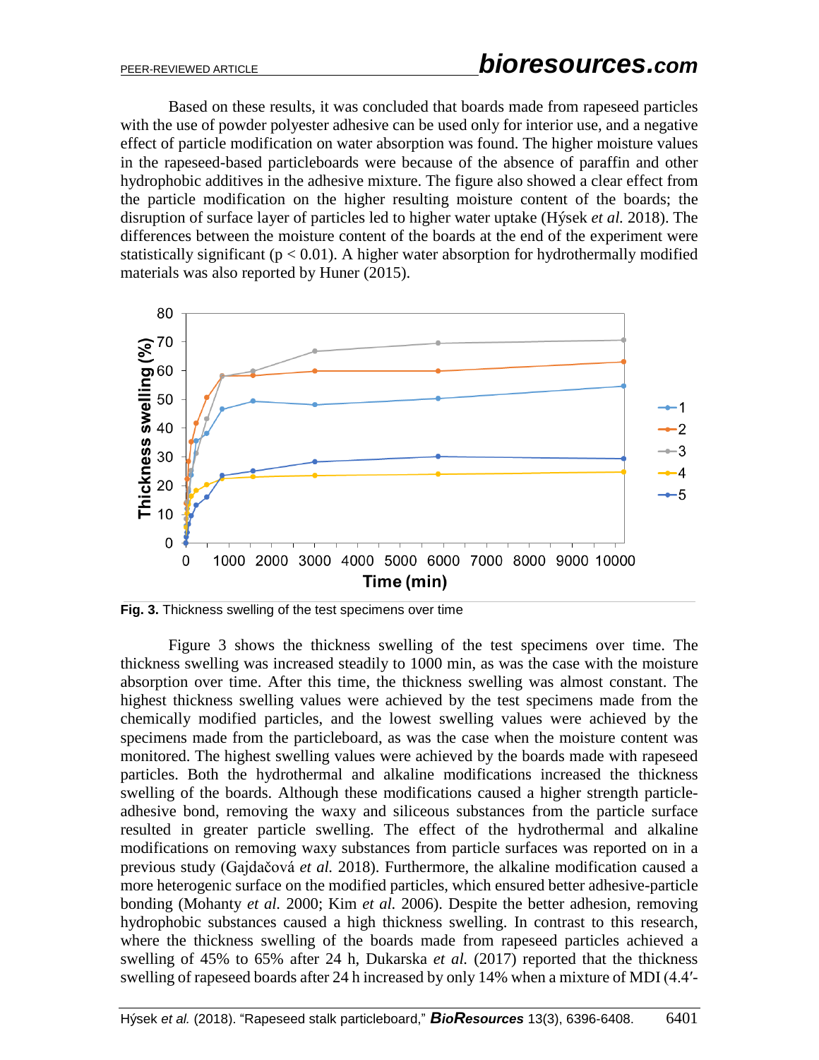Based on these results, it was concluded that boards made from rapeseed particles with the use of powder polyester adhesive can be used only for interior use, and a negative effect of particle modification on water absorption was found. The higher moisture values in the rapeseed-based particleboards were because of the absence of paraffin and other hydrophobic additives in the adhesive mixture. The figure also showed a clear effect from the particle modification on the higher resulting moisture content of the boards; the disruption of surface layer of particles led to higher water uptake (Hýsek *et al.* 2018). The differences between the moisture content of the boards at the end of the experiment were statistically significant ($p < 0.01$). A higher water absorption for hydrothermally modified materials was also reported by Huner (2015).

Thickness swelling (%)
80
70
60
50
40
30
20
10
0
0 1000 2000 3000 4000 5000 6000 7000 8000 9000 10000
Time (min)
1
2
3
4
5

**Fig. 3.** Thickness swelling of the test specimens over time

Figure 3 shows the thickness swelling of the test specimens over time. The thickness swelling was increased steadily to 1000 min, as was the case with the moisture absorption over time. After this time, the thickness swelling was almost constant. The highest thickness swelling values were achieved by the test specimens made from the chemically modified particles, and the lowest swelling values were achieved by the specimens made from the particleboard, as was the case when the moisture content was monitored. The highest swelling values were achieved by the boards made with rapeseed particles. Both the hydrothermal and alkaline modifications increased the thickness swelling of the boards. Although these modifications caused a higher strength particle-adhesive bond, removing the waxy and siliceous substances from the particle surface resulted in greater particle swelling. The effect of the hydrothermal and alkaline modifications on removing waxy substances from particle surfaces was reported on in a previous study (Gajdačová *et al.* 2018). Furthermore, the alkaline modification caused a more heterogenic surface on the modified particles, which ensured better adhesive-particle bonding (Mohanty *et al.* 2000; Kim *et al.* 2006). Despite the better adhesion, removing hydrophobic substances caused a high thickness swelling. In contrast to this research, where the thickness swelling of the boards made from rapeseed particles achieved a swelling of 45% to 65% after 24 h, Dukarska *et al.* (2017) reported that the thickness swelling of rapeseed boards after 24 h increased by only 14% when a mixture of MDI (4.4′-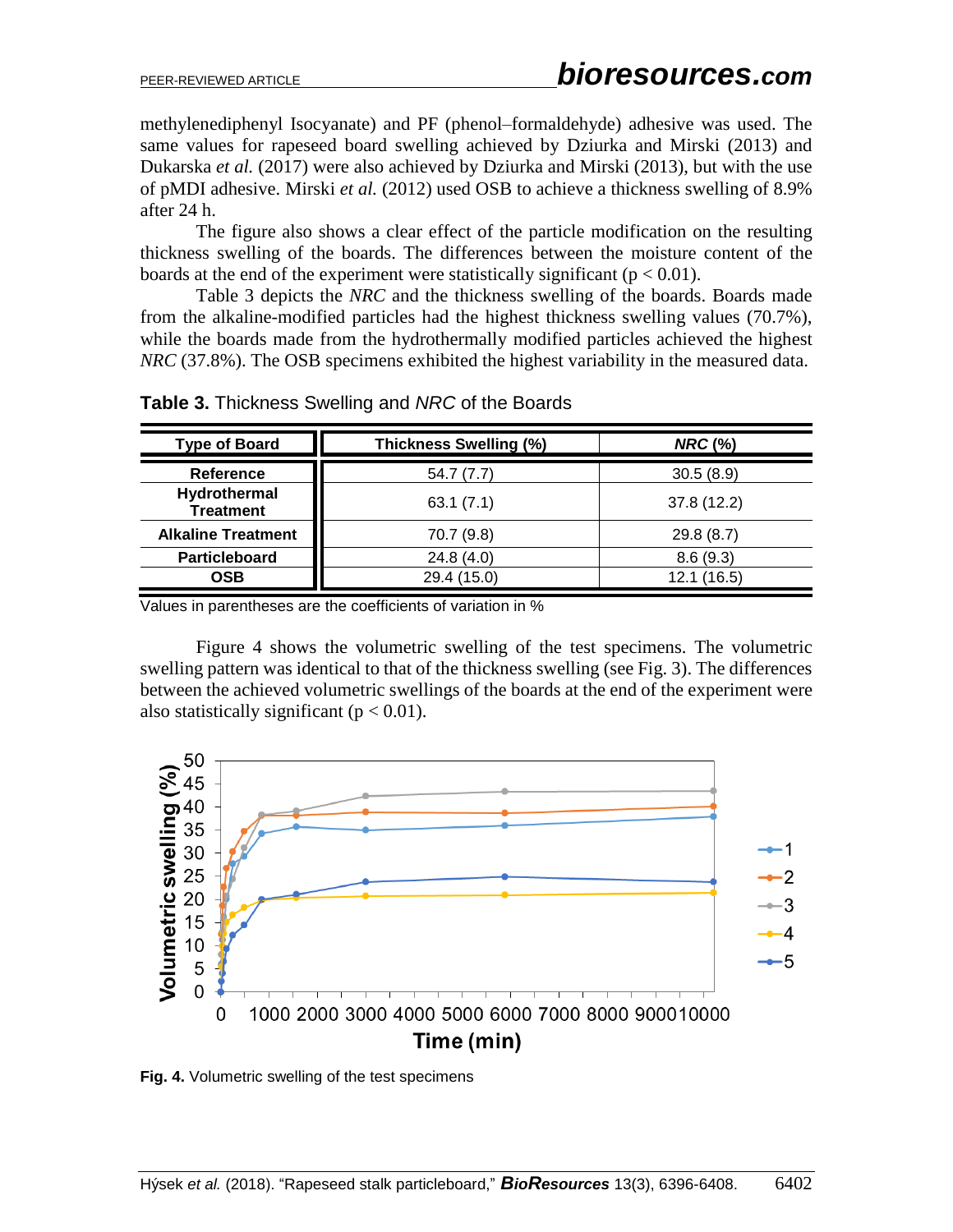methylenediphenyl Isocyanate) and PF (phenol–formaldehyde) adhesive was used. The same values for rapeseed board swelling achieved by Dziurka and Mirski (2013) and Dukarska *et al.* (2017) were also achieved by Dziurka and Mirski (2013), but with the use of pMDI adhesive. Mirski *et al.* (2012) used OSB to achieve a thickness swelling of 8.9% after 24 h.

The figure also shows a clear effect of the particle modification on the resulting thickness swelling of the boards. The differences between the moisture content of the boards at the end of the experiment were statistically significant ($p < 0.01$).

Table 3 depicts the *NRC* and the thickness swelling of the boards. Boards made from the alkaline-modified particles had the highest thickness swelling values (70.7%), while the boards made from the hydrothermally modified particles achieved the highest *NRC* (37.8%). The OSB specimens exhibited the highest variability in the measured data.

**Table 3.** Thickness Swelling and *NRC* of the Boards

| Type of Board | Thickness Swelling (%) | *NRC* (%) |
|---|---|---|
| **Reference** | 54.7 (7.7) | 30.5 (8.9) |
| **Hydrothermal Treatment** | 63.1 (7.1) | 37.8 (12.2) |
| **Alkaline Treatment** | 70.7 (9.8) | 29.8 (8.7) |
| **Particleboard** | 24.8 (4.0) | 8.6 (9.3) |
| **OSB** | 29.4 (15.0) | 12.1 (16.5) |

Values in parentheses are the coefficients of variation in %

Figure 4 shows the volumetric swelling of the test specimens. The volumetric swelling pattern was identical to that of the thickness swelling (see Fig. 3). The differences between the achieved volumetric swellings of the boards at the end of the experiment were also statistically significant ($p < 0.01$).

Volumetric swelling (%)

0 5 10 15 20 25 30 35 40 45 50

Time (min)

0 1000 2000 3000 4000 5000 6000 7000 8000 9000 10000

1
2
3
4
5

**Fig. 4.** Volumetric swelling of the test specimens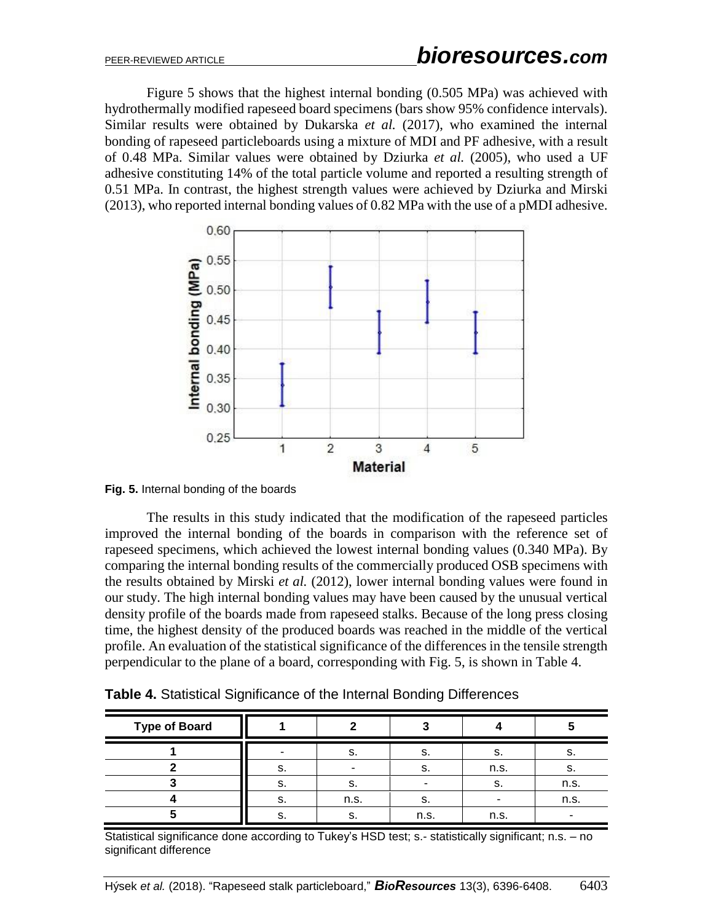Figure 5 shows that the highest internal bonding (0.505 MPa) was achieved with hydrothermally modified rapeseed board specimens (bars show 95% confidence intervals). Similar results were obtained by Dukarska *et al.* (2017), who examined the internal bonding of rapeseed particleboards using a mixture of MDI and PF adhesive, with a result of 0.48 MPa. Similar values were obtained by Dziurka *et al.* (2005), who used a UF adhesive constituting 14% of the total particle volume and reported a resulting strength of 0.51 MPa. In contrast, the highest strength values were achieved by Dziurka and Mirski (2013), who reported internal bonding values of 0.82 MPa with the use of a pMDI adhesive.

Internal bonding (MPa)
0.60
0.55
0.50
0.45
0.40
0.35
0.30
0.25
1 2 3 4 5
Material

**Fig. 5.** Internal bonding of the boards

The results in this study indicated that the modification of the rapeseed particles improved the internal bonding of the boards in comparison with the reference set of rapeseed specimens, which achieved the lowest internal bonding values (0.340 MPa). By comparing the internal bonding results of the commercially produced OSB specimens with the results obtained by Mirski *et al.* (2012), lower internal bonding values were found in our study. The high internal bonding values may have been caused by the unusual vertical density profile of the boards made from rapeseed stalks. Because of the long press closing time, the highest density of the produced boards was reached in the middle of the vertical profile. An evaluation of the statistical significance of the differences in the tensile strength perpendicular to the plane of a board, corresponding with Fig. 5, is shown in Table 4.

**Table 4.** Statistical Significance of the Internal Bonding Differences

| Type of Board | 1 | 2 | 3 | 4 | 5 |
|---|---|---|---|---|---|
| 1 | - | s. | s. | s. | s. |
| 2 | s. | - | s. | n.s. | s. |
| 3 | s. | s. | - | s. | n.s. |
| 4 | s. | n.s. | s. | - | n.s. |
| 5 | s. | s. | n.s. | n.s. | - |

Statistical significance done according to Tukey's HSD test; s.- statistically significant; n.s. – no significant difference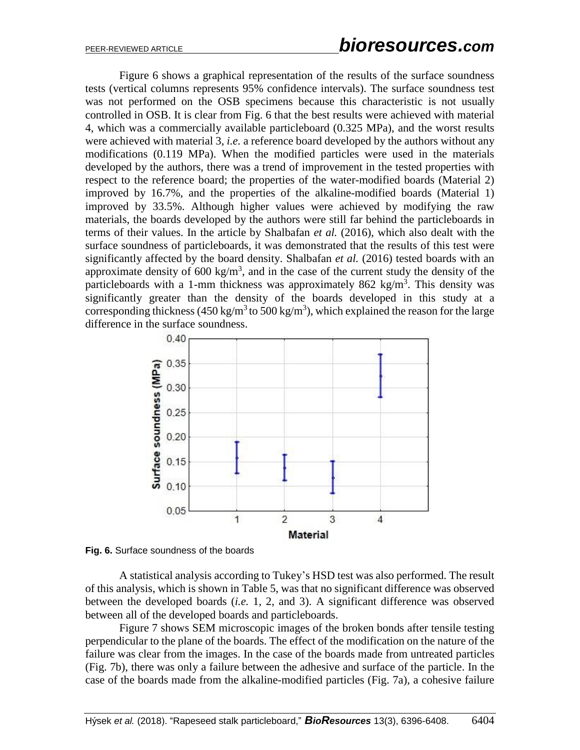Figure 6 shows a graphical representation of the results of the surface soundness tests (vertical columns represents 95% confidence intervals). The surface soundness test was not performed on the OSB specimens because this characteristic is not usually controlled in OSB. It is clear from Fig. 6 that the best results were achieved with material 4, which was a commercially available particleboard (0.325 MPa), and the worst results were achieved with material 3, *i.e.* a reference board developed by the authors without any modifications (0.119 MPa). When the modified particles were used in the materials developed by the authors, there was a trend of improvement in the tested properties with respect to the reference board; the properties of the water-modified boards (Material 2) improved by 16.7%, and the properties of the alkaline-modified boards (Material 1) improved by 33.5%. Although higher values were achieved by modifying the raw materials, the boards developed by the authors were still far behind the particleboards in terms of their values. In the article by Shalbafan *et al.* (2016), which also dealt with the surface soundness of particleboards, it was demonstrated that the results of this test were significantly affected by the board density. Shalbafan *et al.* (2016) tested boards with an approximate density of 600 kg/m$^3$, and in the case of the current study the density of the particleboards with a 1-mm thickness was approximately 862 kg/m$^3$. This density was significantly greater than the density of the boards developed in this study at a corresponding thickness (450 kg/m$^3$ to 500 kg/m$^3$), which explained the reason for the large difference in the surface soundness.

Surface soundness (MPa)
0.40
0.35
0.30
0.25
0.20
0.15
0.10
0.05
1
2
3
4
Material

**Fig. 6.** Surface soundness of the boards

A statistical analysis according to Tukey's HSD test was also performed. The result of this analysis, which is shown in Table 5, was that no significant difference was observed between the developed boards (*i.e.* 1, 2, and 3). A significant difference was observed between all of the developed boards and particleboards.

Figure 7 shows SEM microscopic images of the broken bonds after tensile testing perpendicular to the plane of the boards. The effect of the modification on the nature of the failure was clear from the images. In the case of the boards made from untreated particles (Fig. 7b), there was only a failure between the adhesive and surface of the particle. In the case of the boards made from the alkaline-modified particles (Fig. 7a), a cohesive failure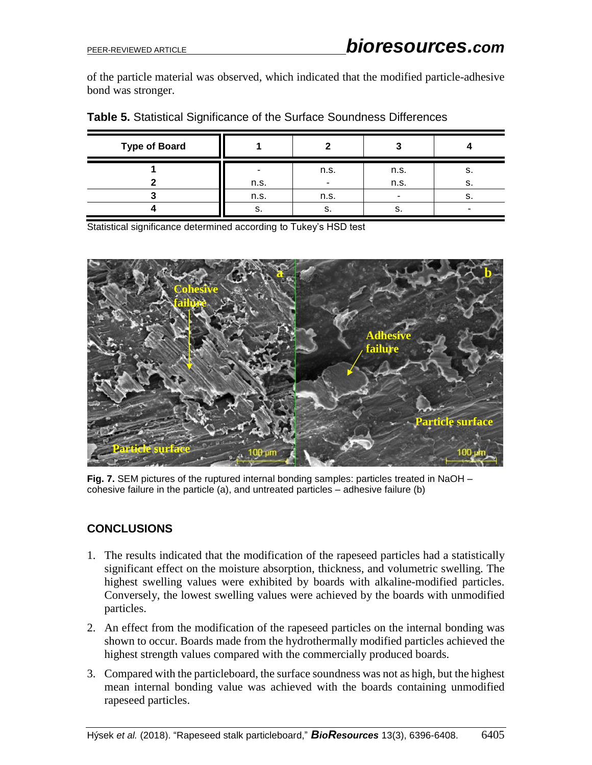of the particle material was observed, which indicated that the modified particle-adhesive bond was stronger.

**Table 5.** Statistical Significance of the Surface Soundness Differences

| Type of Board | 1 | 2 | 3 | 4 |
|---|---|---|---|---|
| 1 | - | n.s. | n.s. | s. |
| 2 | n.s. | - | n.s. | s. |
| 3 | n.s. | n.s. | - | s. |
| 4 | s. | s. | s. | - |

Statistical significance determined according to Tukey's HSD test

a

Cohesive failure

Particle surface

100 µm

b

Adhesive failure

Particle surface

100 µm

**Fig. 7.** SEM pictures of the ruptured internal bonding samples: particles treated in NaOH – cohesive failure in the particle (a), and untreated particles – adhesive failure (b)

## CONCLUSIONS

1. The results indicated that the modification of the rapeseed particles had a statistically significant effect on the moisture absorption, thickness, and volumetric swelling. The highest swelling values were exhibited by boards with alkaline-modified particles. Conversely, the lowest swelling values were achieved by the boards with unmodified particles.
2. An effect from the modification of the rapeseed particles on the internal bonding was shown to occur. Boards made from the hydrothermally modified particles achieved the highest strength values compared with the commercially produced boards.
3. Compared with the particleboard, the surface soundness was not as high, but the highest mean internal bonding value was achieved with the boards containing unmodified rapeseed particles.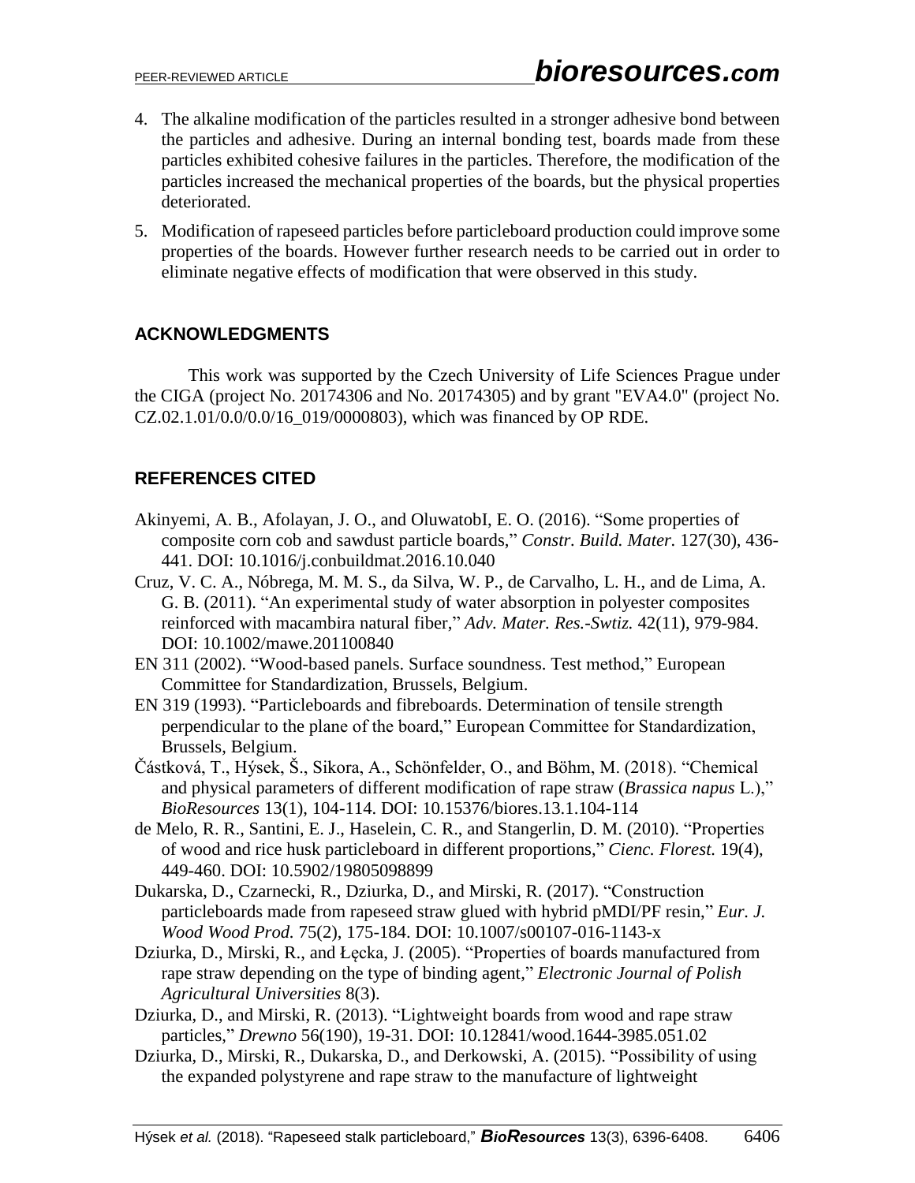4. The alkaline modification of the particles resulted in a stronger adhesive bond between the particles and adhesive. During an internal bonding test, boards made from these particles exhibited cohesive failures in the particles. Therefore, the modification of the particles increased the mechanical properties of the boards, but the physical properties deteriorated.
5. Modification of rapeseed particles before particleboard production could improve some properties of the boards. However further research needs to be carried out in order to eliminate negative effects of modification that were observed in this study.

## ACKNOWLEDGMENTS

This work was supported by the Czech University of Life Sciences Prague under the CIGA (project No. 20174306 and No. 20174305) and by grant "EVA4.0" (project No. CZ.02.1.01/0.0/0.0/16_019/0000803), which was financed by OP RDE.

## REFERENCES CITED

Akinyemi, A. B., Afolayan, J. O., and OluwatobI, E. O. (2016). "Some properties of composite corn cob and sawdust particle boards," *Constr. Build. Mater.* 127(30), 436-441. DOI: 10.1016/j.conbuildmat.2016.10.040

Cruz, V. C. A., Nóbrega, M. M. S., da Silva, W. P., de Carvalho, L. H., and de Lima, A. G. B. (2011). "An experimental study of water absorption in polyester composites reinforced with macambira natural fiber," *Adv. Mater. Res.-Swtiz.* 42(11), 979-984. DOI: 10.1002/mawe.201100840

EN 311 (2002). "Wood-based panels. Surface soundness. Test method," European Committee for Standardization, Brussels, Belgium.

EN 319 (1993). "Particleboards and fibreboards. Determination of tensile strength perpendicular to the plane of the board," European Committee for Standardization, Brussels, Belgium.

Částková, T., Hýsek, Š., Sikora, A., Schönfelder, O., and Böhm, M. (2018). "Chemical and physical parameters of different modification of rape straw (*Brassica napus* L.)," *BioResources* 13(1), 104-114. DOI: 10.15376/biores.13.1.104-114

de Melo, R. R., Santini, E. J., Haselein, C. R., and Stangerlin, D. M. (2010). "Properties of wood and rice husk particleboard in different proportions," *Cienc. Florest.* 19(4), 449-460. DOI: 10.5902/19805098899

Dukarska, D., Czarnecki, R., Dziurka, D., and Mirski, R. (2017). "Construction particleboards made from rapeseed straw glued with hybrid pMDI/PF resin," *Eur. J. Wood Wood Prod.* 75(2), 175-184. DOI: 10.1007/s00107-016-1143-x

Dziurka, D., Mirski, R., and Łęcka, J. (2005). "Properties of boards manufactured from rape straw depending on the type of binding agent," *Electronic Journal of Polish Agricultural Universities* 8(3).

Dziurka, D., and Mirski, R. (2013). "Lightweight boards from wood and rape straw particles," *Drewno* 56(190), 19-31. DOI: 10.12841/wood.1644-3985.051.02

Dziurka, D., Mirski, R., Dukarska, D., and Derkowski, A. (2015). "Possibility of using the expanded polystyrene and rape straw to the manufacture of lightweight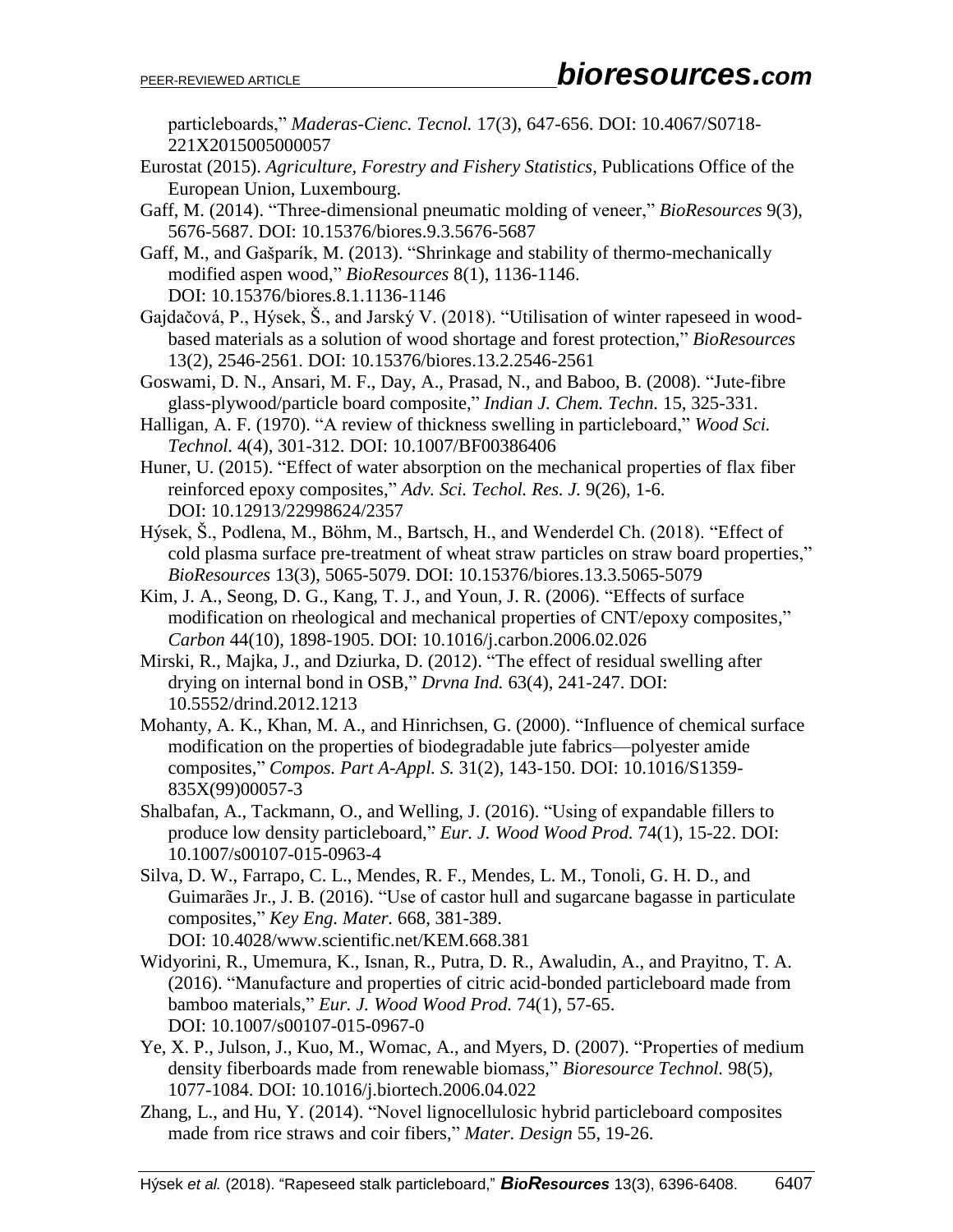particleboards," *Maderas-Cienc. Tecnol.* 17(3), 647-656. DOI: 10.4067/S0718-221X2015005000057

Eurostat (2015). *Agriculture, Forestry and Fishery Statistics*, Publications Office of the European Union, Luxembourg.

Gaff, M. (2014). "Three-dimensional pneumatic molding of veneer," *BioResources* 9(3), 5676-5687. DOI: 10.15376/biores.9.3.5676-5687

Gaff, M., and Gašparík, M. (2013). "Shrinkage and stability of thermo-mechanically modified aspen wood," *BioResources* 8(1), 1136-1146. DOI: 10.15376/biores.8.1.1136-1146

Gajdačová, P., Hýsek, Š., and Jarský V. (2018). "Utilisation of winter rapeseed in wood-based materials as a solution of wood shortage and forest protection," *BioResources* 13(2), 2546-2561. DOI: 10.15376/biores.13.2.2546-2561

Goswami, D. N., Ansari, M. F., Day, A., Prasad, N., and Baboo, B. (2008). "Jute-fibre glass-plywood/particle board composite," *Indian J. Chem. Techn.* 15, 325-331.

Halligan, A. F. (1970). "A review of thickness swelling in particleboard," *Wood Sci. Technol.* 4(4), 301-312. DOI: 10.1007/BF00386406

Huner, U. (2015). "Effect of water absorption on the mechanical properties of flax fiber reinforced epoxy composites," *Adv. Sci. Techol. Res. J.* 9(26), 1-6. DOI: 10.12913/22998624/2357

Hýsek, Š., Podlena, M., Böhm, M., Bartsch, H., and Wenderdel Ch. (2018). "Effect of cold plasma surface pre-treatment of wheat straw particles on straw board properties," *BioResources* 13(3), 5065-5079. DOI: 10.15376/biores.13.3.5065-5079

Kim, J. A., Seong, D. G., Kang, T. J., and Youn, J. R. (2006). "Effects of surface modification on rheological and mechanical properties of CNT/epoxy composites," *Carbon* 44(10), 1898-1905. DOI: 10.1016/j.carbon.2006.02.026

Mirski, R., Majka, J., and Dziurka, D. (2012). "The effect of residual swelling after drying on internal bond in OSB," *Drvna Ind.* 63(4), 241-247. DOI: 10.5552/drind.2012.1213

Mohanty, A. K., Khan, M. A., and Hinrichsen, G. (2000). "Influence of chemical surface modification on the properties of biodegradable jute fabrics—polyester amide composites," *Compos. Part A-Appl. S.* 31(2), 143-150. DOI: 10.1016/S1359-835X(99)00057-3

Shalbafan, A., Tackmann, O., and Welling, J. (2016). "Using of expandable fillers to produce low density particleboard," *Eur. J. Wood Wood Prod.* 74(1), 15-22. DOI: 10.1007/s00107-015-0963-4

Silva, D. W., Farrapo, C. L., Mendes, R. F., Mendes, L. M., Tonoli, G. H. D., and Guimarães Jr., J. B. (2016). "Use of castor hull and sugarcane bagasse in particulate composites," *Key Eng. Mater.* 668, 381-389. DOI: 10.4028/www.scientific.net/KEM.668.381

Widyorini, R., Umemura, K., Isnan, R., Putra, D. R., Awaludin, A., and Prayitno, T. A. (2016). "Manufacture and properties of citric acid-bonded particleboard made from bamboo materials," *Eur. J. Wood Wood Prod.* 74(1), 57-65. DOI: 10.1007/s00107-015-0967-0

Ye, X. P., Julson, J., Kuo, M., Womac, A., and Myers, D. (2007). "Properties of medium density fiberboards made from renewable biomass," *Bioresource Technol.* 98(5), 1077-1084. DOI: 10.1016/j.biortech.2006.04.022

Zhang, L., and Hu, Y. (2014). "Novel lignocellulosic hybrid particleboard composites made from rice straws and coir fibers," *Mater. Design* 55, 19-26.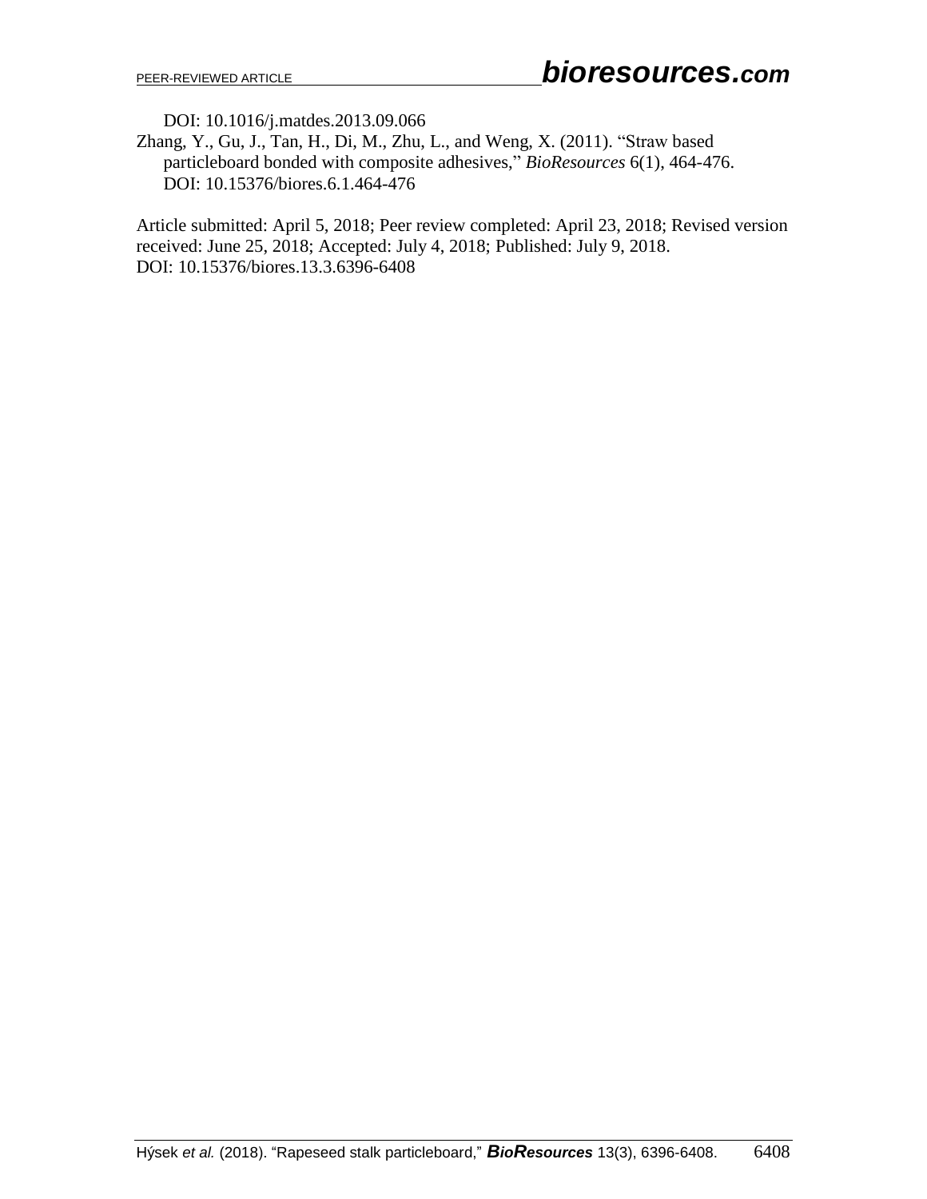DOI: 10.1016/j.matdes.2013.09.066

Zhang, Y., Gu, J., Tan, H., Di, M., Zhu, L., and Weng, X. (2011). "Straw based particleboard bonded with composite adhesives," *BioResources* 6(1), 464-476. DOI: 10.15376/biores.6.1.464-476

Article submitted: April 5, 2018; Peer review completed: April 23, 2018; Revised version received: June 25, 2018; Accepted: July 4, 2018; Published: July 9, 2018.
DOI: 10.15376/biores.13.3.6396-6408